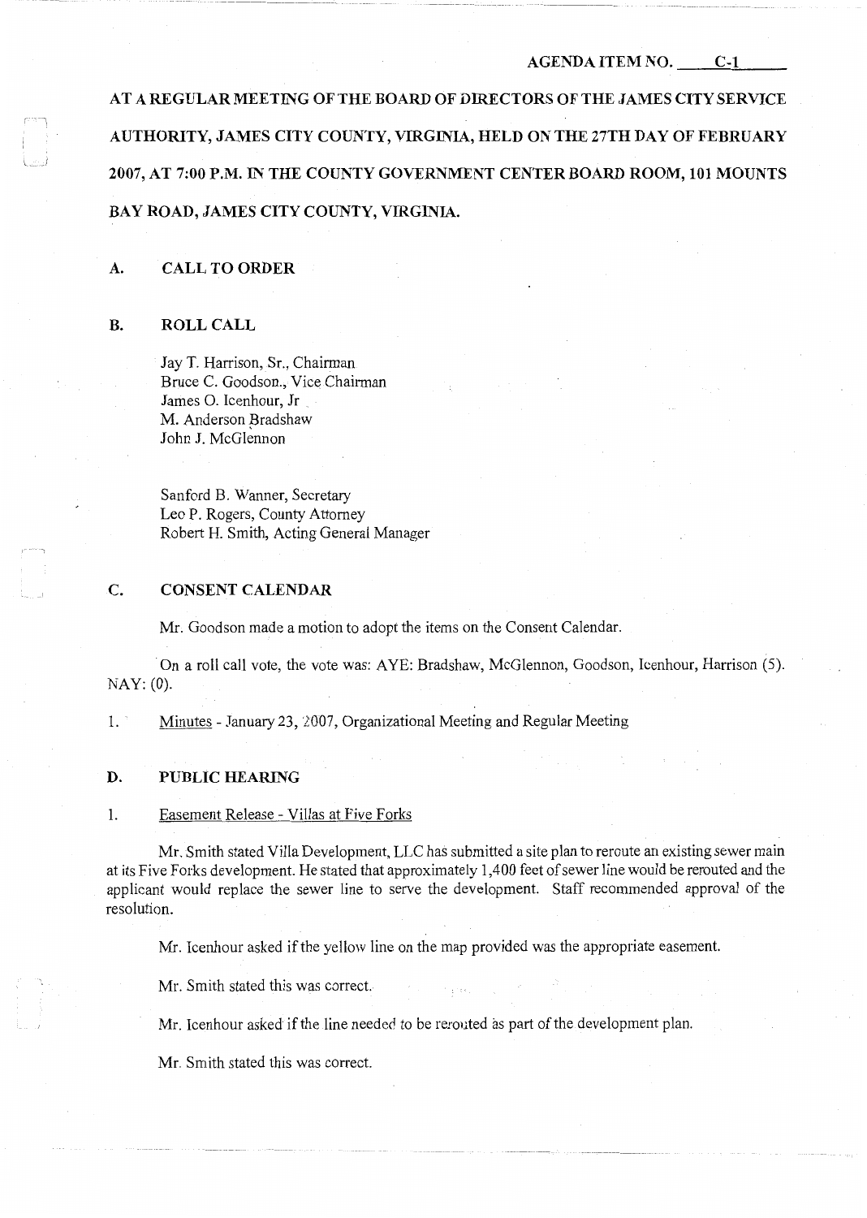AGENDA ITEM NO. C-1

# AT A REGULAR MEETING OF THE BOARD OF DIRECTORS OF THE JAMES CITY SERVICE AUTHORITY, JAMES CITY COUNTY, VIRGINIA, HELD ON THE 27TH DAY OF FEBRUARY 2007, AT 7:00 P.M. IN THE COUNTY GOVERNMENT CENTER BOARD ROOM, 101 MOUNTS BAY ROAD, JAMES CITY COUNTY, VIRGINIA.

## A. CALL TO ORDER

## B. ROLL CALL

Jay T. Harrison, Sr., Chairman
Bruce C. Goodson., Vice Chairman
James O. Icenhour, Jr
M. Anderson Bradshaw
John J. McGlennon

Sanford B. Wanner, Secretary
Leo P. Rogers, County Attorney
Robert H. Smith, Acting General Manager

## C. CONSENT CALENDAR

Mr. Goodson made a motion to adopt the items on the Consent Calendar.

On a roll call vote, the vote was: AYE: Bradshaw, McGlennon, Goodson, Icenhour, Harrison (5). NAY: (0).

1. Minutes - January 23, 2007, Organizational Meeting and Regular Meeting

## D. PUBLIC HEARING

1. Easement Release - Villas at Five Forks

Mr. Smith stated Villa Development, LLC has submitted a site plan to reroute an existing sewer main at its Five Forks development. He stated that approximately 1,400 feet of sewer line would be rerouted and the applicant would replace the sewer line to serve the development. Staff recommended approval of the resolution.

Mr. Icenhour asked if the yellow line on the map provided was the appropriate easement.

Mr. Smith stated this was correct.

Mr. Icenhour asked if the line needed to be rerouted as part of the development plan.

Mr. Smith stated this was correct.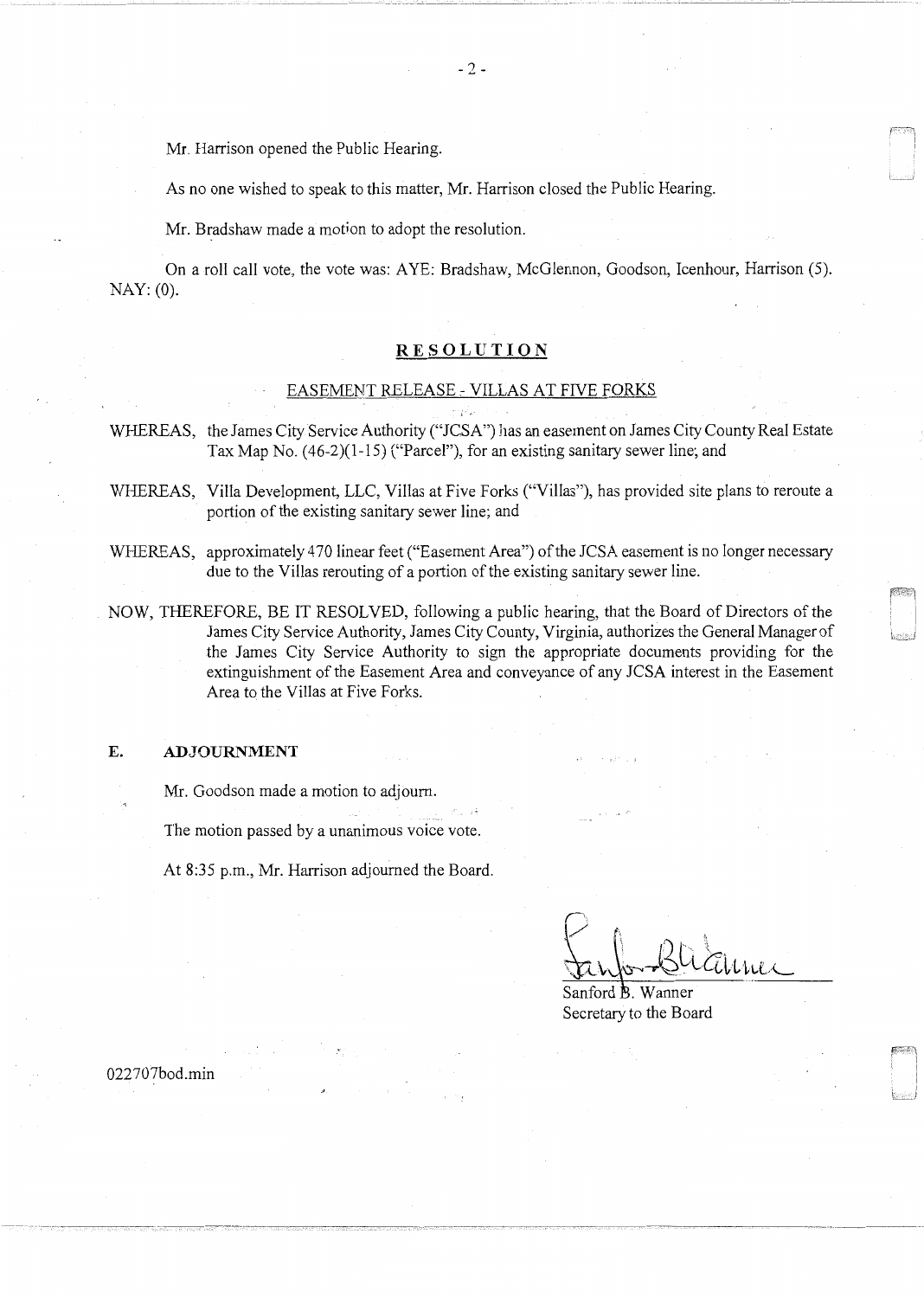Mr. Harrison opened the Public Hearing.

As no one wished to speak to this matter, Mr. Harrison closed the Public Hearing.

Mr. Bradshaw made a motion to adopt the resolution.

On a roll call vote, the vote was: AYE: Bradshaw, McGlennon, Goodson, Icenhour, Harrison (5). NAY: (0).

## RESOLUTION

### EASEMENT RELEASE - VILLAS AT FIVE FORKS

WHEREAS, the James City Service Authority ("JCSA") has an easement on James City County Real Estate Tax Map No. (46-2)(1-15) ("Parcel"), for an existing sanitary sewer line; and

WHEREAS, Villa Development, LLC, Villas at Five Forks ("Villas"), has provided site plans to reroute a portion of the existing sanitary sewer line; and

WHEREAS, approximately 470 linear feet ("Easement Area") of the JCSA easement is no longer necessary due to the Villas rerouting of a portion of the existing sanitary sewer line.

NOW, THEREFORE, BE IT RESOLVED, following a public hearing, that the Board of Directors of the James City Service Authority, James City County, Virginia, authorizes the General Manager of the James City Service Authority to sign the appropriate documents providing for the extinguishment of the Easement Area and conveyance of any JCSA interest in the Easement Area to the Villas at Five Forks.

## E. ADJOURNMENT

Mr. Goodson made a motion to adjourn.

The motion passed by a unanimous voice vote.

At 8:35 p.m., Mr. Harrison adjourned the Board.

Sanford B. Wanner
Secretary to the Board

022707bod.min